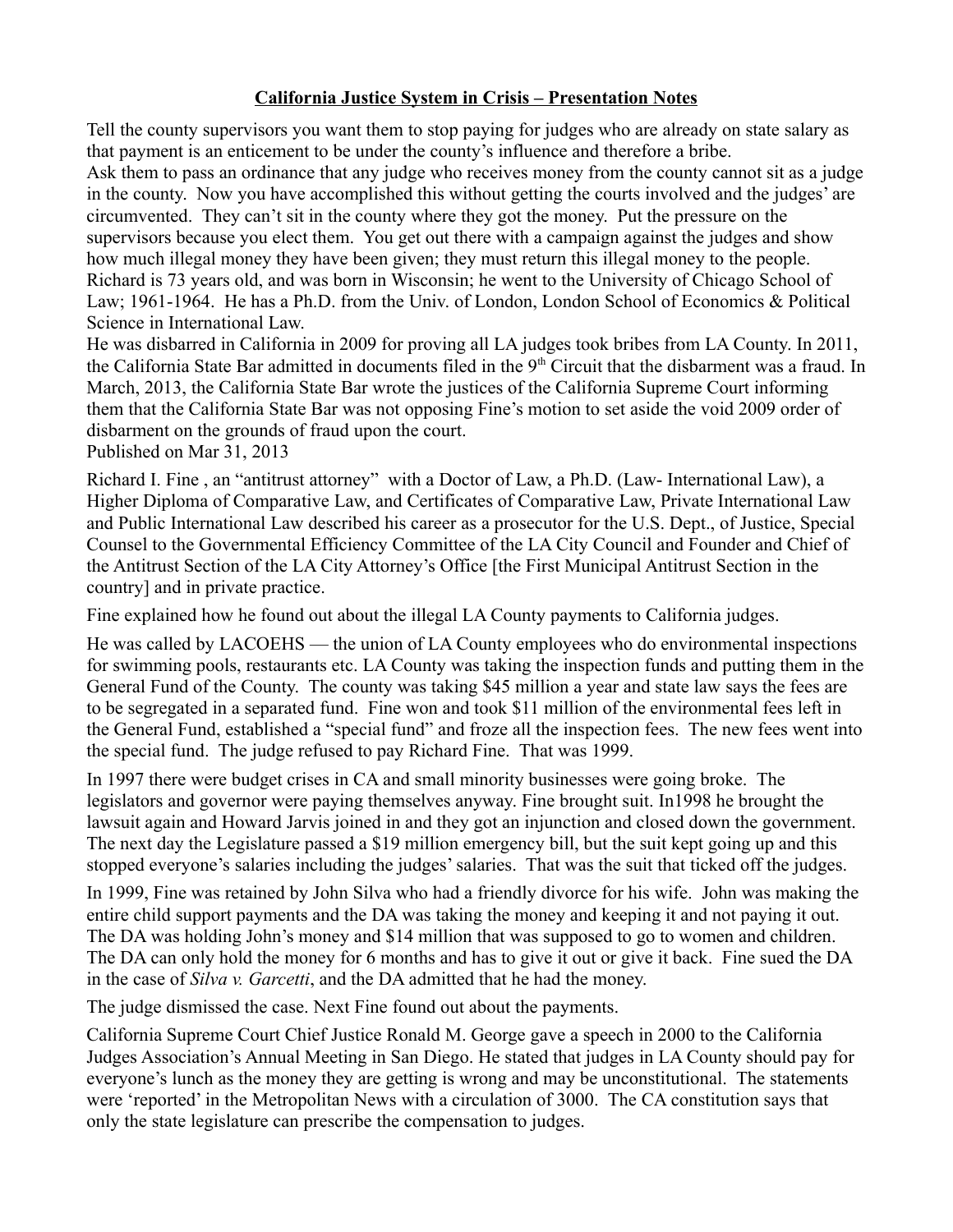# California Justice System in Crisis – Presentation Notes

Tell the county supervisors you want them to stop paying for judges who are already on state salary as that payment is an enticement to be under the county's influence and therefore a bribe.
Ask them to pass an ordinance that any judge who receives money from the county cannot sit as a judge in the county. Now you have accomplished this without getting the courts involved and the judges' are circumvented. They can't sit in the county where they got the money. Put the pressure on the supervisors because you elect them. You get out there with a campaign against the judges and show how much illegal money they have been given; they must return this illegal money to the people.
Richard is 73 years old, and was born in Wisconsin; he went to the University of Chicago School of Law; 1961-1964. He has a Ph.D. from the Univ. of London, London School of Economics & Political Science in International Law.
He was disbarred in California in 2009 for proving all LA judges took bribes from LA County. In 2011, the California State Bar admitted in documents filed in the 9th Circuit that the disbarment was a fraud. In March, 2013, the California State Bar wrote the justices of the California Supreme Court informing them that the California State Bar was not opposing Fine's motion to set aside the void 2009 order of disbarment on the grounds of fraud upon the court.
Published on Mar 31, 2013

Richard I. Fine , an "antitrust attorney" with a Doctor of Law, a Ph.D. (Law- International Law), a Higher Diploma of Comparative Law, and Certificates of Comparative Law, Private International Law and Public International Law described his career as a prosecutor for the U.S. Dept., of Justice, Special Counsel to the Governmental Efficiency Committee of the LA City Council and Founder and Chief of the Antitrust Section of the LA City Attorney's Office [the First Municipal Antitrust Section in the country] and in private practice.

Fine explained how he found out about the illegal LA County payments to California judges.

He was called by LACOEHS — the union of LA County employees who do environmental inspections for swimming pools, restaurants etc. LA County was taking the inspection funds and putting them in the General Fund of the County. The county was taking $45 million a year and state law says the fees are to be segregated in a separated fund. Fine won and took $11 million of the environmental fees left in the General Fund, established a "special fund" and froze all the inspection fees. The new fees went into the special fund. The judge refused to pay Richard Fine. That was 1999.

In 1997 there were budget crises in CA and small minority businesses were going broke. The legislators and governor were paying themselves anyway. Fine brought suit. In1998 he brought the lawsuit again and Howard Jarvis joined in and they got an injunction and closed down the government. The next day the Legislature passed a $19 million emergency bill, but the suit kept going up and this stopped everyone's salaries including the judges' salaries. That was the suit that ticked off the judges.

In 1999, Fine was retained by John Silva who had a friendly divorce for his wife. John was making the entire child support payments and the DA was taking the money and keeping it and not paying it out. The DA was holding John's money and $14 million that was supposed to go to women and children. The DA can only hold the money for 6 months and has to give it out or give it back. Fine sued the DA in the case of *Silva v. Garcetti*, and the DA admitted that he had the money.

The judge dismissed the case. Next Fine found out about the payments.

California Supreme Court Chief Justice Ronald M. George gave a speech in 2000 to the California Judges Association's Annual Meeting in San Diego. He stated that judges in LA County should pay for everyone's lunch as the money they are getting is wrong and may be unconstitutional. The statements were 'reported' in the Metropolitan News with a circulation of 3000. The CA constitution says that only the state legislature can prescribe the compensation to judges.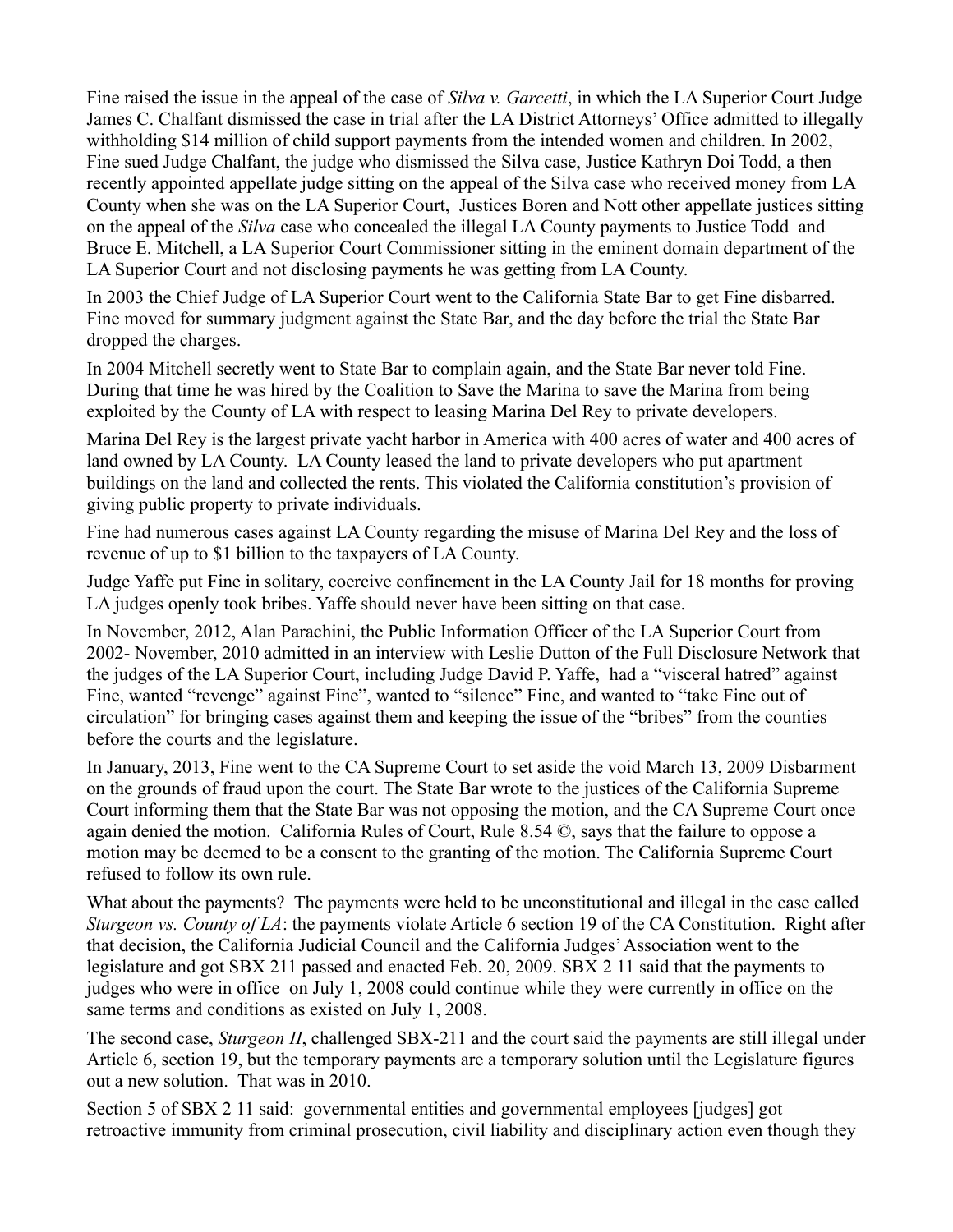Fine raised the issue in the appeal of the case of *Silva v. Garcetti*, in which the LA Superior Court Judge James C. Chalfant dismissed the case in trial after the LA District Attorneys' Office admitted to illegally withholding $14 million of child support payments from the intended women and children. In 2002, Fine sued Judge Chalfant, the judge who dismissed the Silva case, Justice Kathryn Doi Todd, a then recently appointed appellate judge sitting on the appeal of the Silva case who received money from LA County when she was on the LA Superior Court, Justices Boren and Nott other appellate justices sitting on the appeal of the *Silva* case who concealed the illegal LA County payments to Justice Todd and Bruce E. Mitchell, a LA Superior Court Commissioner sitting in the eminent domain department of the LA Superior Court and not disclosing payments he was getting from LA County.

In 2003 the Chief Judge of LA Superior Court went to the California State Bar to get Fine disbarred. Fine moved for summary judgment against the State Bar, and the day before the trial the State Bar dropped the charges.

In 2004 Mitchell secretly went to State Bar to complain again, and the State Bar never told Fine. During that time he was hired by the Coalition to Save the Marina to save the Marina from being exploited by the County of LA with respect to leasing Marina Del Rey to private developers.

Marina Del Rey is the largest private yacht harbor in America with 400 acres of water and 400 acres of land owned by LA County. LA County leased the land to private developers who put apartment buildings on the land and collected the rents. This violated the California constitution's provision of giving public property to private individuals.

Fine had numerous cases against LA County regarding the misuse of Marina Del Rey and the loss of revenue of up to $1 billion to the taxpayers of LA County.

Judge Yaffe put Fine in solitary, coercive confinement in the LA County Jail for 18 months for proving LA judges openly took bribes. Yaffe should never have been sitting on that case.

In November, 2012, Alan Parachini, the Public Information Officer of the LA Superior Court from 2002- November, 2010 admitted in an interview with Leslie Dutton of the Full Disclosure Network that the judges of the LA Superior Court, including Judge David P. Yaffe, had a "visceral hatred" against Fine, wanted "revenge" against Fine", wanted to "silence" Fine, and wanted to "take Fine out of circulation" for bringing cases against them and keeping the issue of the "bribes" from the counties before the courts and the legislature.

In January, 2013, Fine went to the CA Supreme Court to set aside the void March 13, 2009 Disbarment on the grounds of fraud upon the court. The State Bar wrote to the justices of the California Supreme Court informing them that the State Bar was not opposing the motion, and the CA Supreme Court once again denied the motion. California Rules of Court, Rule 8.54 ©, says that the failure to oppose a motion may be deemed to be a consent to the granting of the motion. The California Supreme Court refused to follow its own rule.

What about the payments? The payments were held to be unconstitutional and illegal in the case called *Sturgeon vs. County of LA*: the payments violate Article 6 section 19 of the CA Constitution. Right after that decision, the California Judicial Council and the California Judges' Association went to the legislature and got SBX 211 passed and enacted Feb. 20, 2009. SBX 2 11 said that the payments to judges who were in office on July 1, 2008 could continue while they were currently in office on the same terms and conditions as existed on July 1, 2008.

The second case, *Sturgeon II*, challenged SBX-211 and the court said the payments are still illegal under Article 6, section 19, but the temporary payments are a temporary solution until the Legislature figures out a new solution. That was in 2010.

Section 5 of SBX 2 11 said: governmental entities and governmental employees [judges] got retroactive immunity from criminal prosecution, civil liability and disciplinary action even though they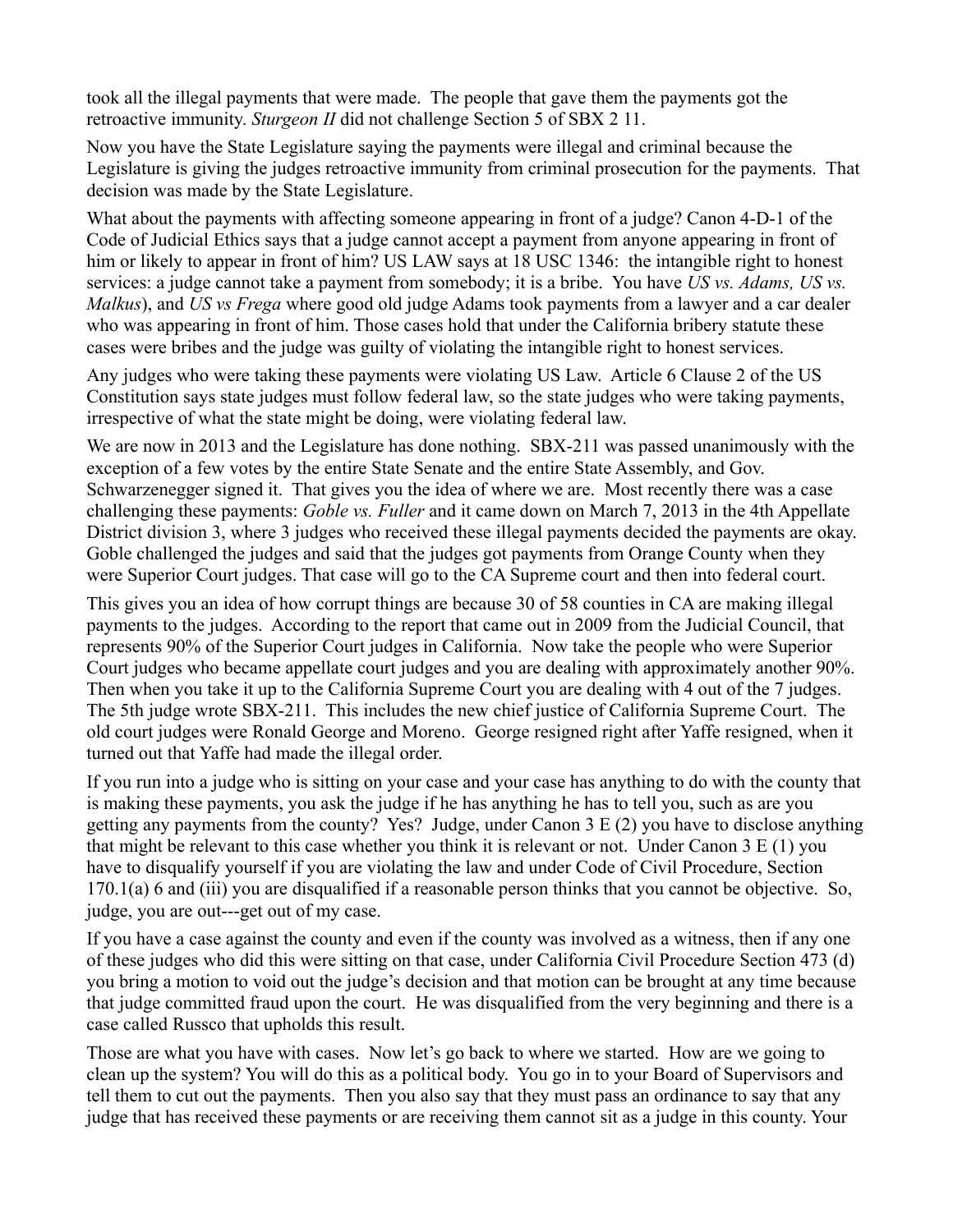took all the illegal payments that were made. The people that gave them the payments got the retroactive immunity. *Sturgeon II* did not challenge Section 5 of SBX 2 11.

Now you have the State Legislature saying the payments were illegal and criminal because the Legislature is giving the judges retroactive immunity from criminal prosecution for the payments. That decision was made by the State Legislature.

What about the payments with affecting someone appearing in front of a judge? Canon 4-D-1 of the Code of Judicial Ethics says that a judge cannot accept a payment from anyone appearing in front of him or likely to appear in front of him? US LAW says at 18 USC 1346: the intangible right to honest services: a judge cannot take a payment from somebody; it is a bribe. You have *US vs. Adams, US vs. Malkus*), and *US vs Frega* where good old judge Adams took payments from a lawyer and a car dealer who was appearing in front of him. Those cases hold that under the California bribery statute these cases were bribes and the judge was guilty of violating the intangible right to honest services.

Any judges who were taking these payments were violating US Law. Article 6 Clause 2 of the US Constitution says state judges must follow federal law, so the state judges who were taking payments, irrespective of what the state might be doing, were violating federal law.

We are now in 2013 and the Legislature has done nothing. SBX-211 was passed unanimously with the exception of a few votes by the entire State Senate and the entire State Assembly, and Gov. Schwarzenegger signed it. That gives you the idea of where we are. Most recently there was a case challenging these payments: *Goble vs. Fuller* and it came down on March 7, 2013 in the 4th Appellate District division 3, where 3 judges who received these illegal payments decided the payments are okay. Goble challenged the judges and said that the judges got payments from Orange County when they were Superior Court judges. That case will go to the CA Supreme court and then into federal court.

This gives you an idea of how corrupt things are because 30 of 58 counties in CA are making illegal payments to the judges. According to the report that came out in 2009 from the Judicial Council, that represents 90% of the Superior Court judges in California. Now take the people who were Superior Court judges who became appellate court judges and you are dealing with approximately another 90%. Then when you take it up to the California Supreme Court you are dealing with 4 out of the 7 judges. The 5th judge wrote SBX-211. This includes the new chief justice of California Supreme Court. The old court judges were Ronald George and Moreno. George resigned right after Yaffe resigned, when it turned out that Yaffe had made the illegal order.

If you run into a judge who is sitting on your case and your case has anything to do with the county that is making these payments, you ask the judge if he has anything he has to tell you, such as are you getting any payments from the county? Yes? Judge, under Canon 3 E (2) you have to disclose anything that might be relevant to this case whether you think it is relevant or not. Under Canon 3 E (1) you have to disqualify yourself if you are violating the law and under Code of Civil Procedure, Section 170.1(a) 6 and (iii) you are disqualified if a reasonable person thinks that you cannot be objective. So, judge, you are out---get out of my case.

If you have a case against the county and even if the county was involved as a witness, then if any one of these judges who did this were sitting on that case, under California Civil Procedure Section 473 (d) you bring a motion to void out the judge's decision and that motion can be brought at any time because that judge committed fraud upon the court. He was disqualified from the very beginning and there is a case called Russco that upholds this result.

Those are what you have with cases. Now let's go back to where we started. How are we going to clean up the system? You will do this as a political body. You go in to your Board of Supervisors and tell them to cut out the payments. Then you also say that they must pass an ordinance to say that any judge that has received these payments or are receiving them cannot sit as a judge in this county. Your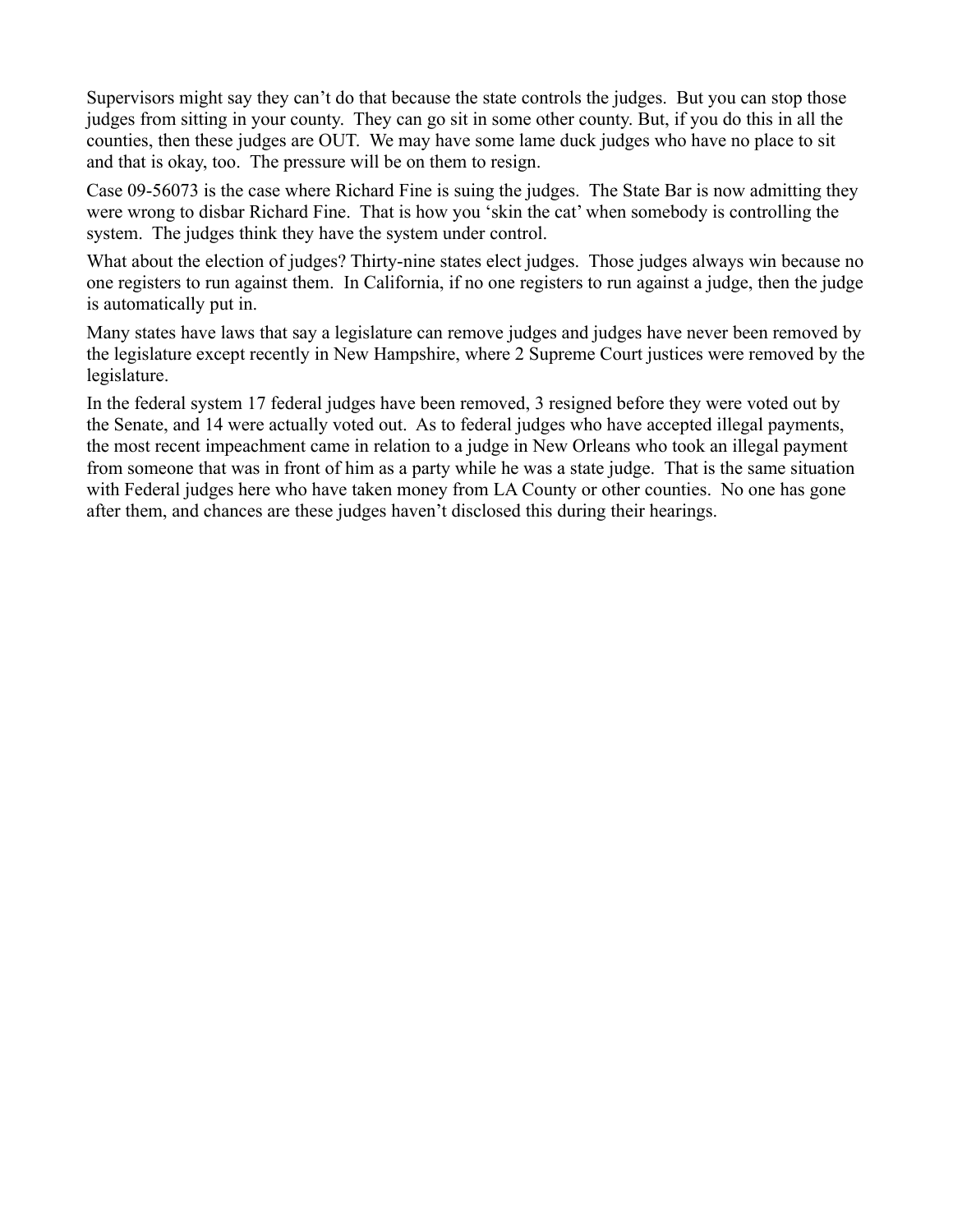Supervisors might say they can't do that because the state controls the judges. But you can stop those judges from sitting in your county. They can go sit in some other county. But, if you do this in all the counties, then these judges are OUT. We may have some lame duck judges who have no place to sit and that is okay, too. The pressure will be on them to resign.

Case 09-56073 is the case where Richard Fine is suing the judges. The State Bar is now admitting they were wrong to disbar Richard Fine. That is how you 'skin the cat' when somebody is controlling the system. The judges think they have the system under control.

What about the election of judges? Thirty-nine states elect judges. Those judges always win because no one registers to run against them. In California, if no one registers to run against a judge, then the judge is automatically put in.

Many states have laws that say a legislature can remove judges and judges have never been removed by the legislature except recently in New Hampshire, where 2 Supreme Court justices were removed by the legislature.

In the federal system 17 federal judges have been removed, 3 resigned before they were voted out by the Senate, and 14 were actually voted out. As to federal judges who have accepted illegal payments, the most recent impeachment came in relation to a judge in New Orleans who took an illegal payment from someone that was in front of him as a party while he was a state judge. That is the same situation with Federal judges here who have taken money from LA County or other counties. No one has gone after them, and chances are these judges haven't disclosed this during their hearings.